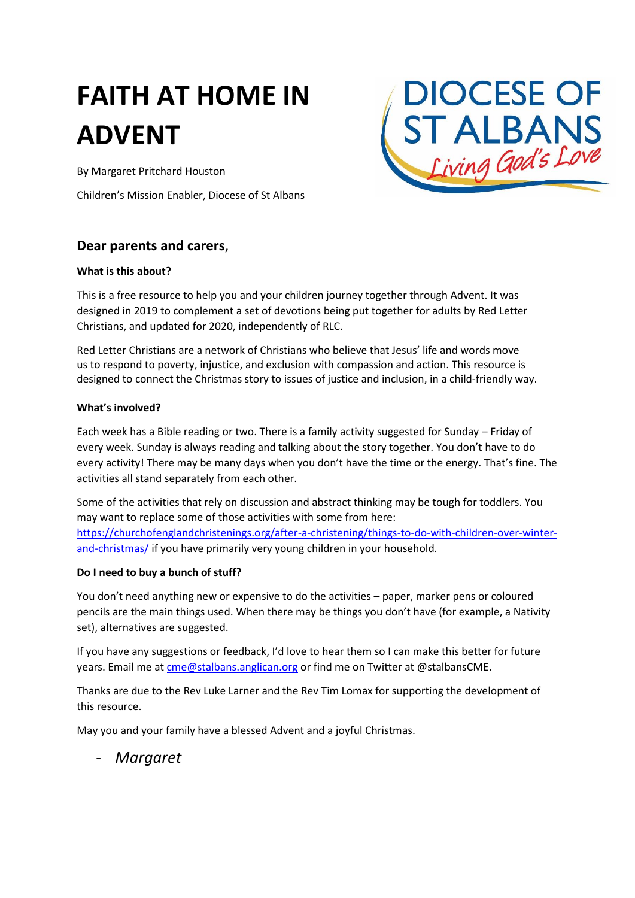# FAITH AT HOME IN ADVENT

By Margaret Pritchard Houston

Children's Mission Enabler, Diocese of St Albans

## Dear parents and carers,

**What is this about?**

This is a free resource to help you and your children journey together through Advent. It was designed in 2019 to complement a set of devotions being put together for adults by Red Letter Christians, and updated for 2020, independently of RLC.

Red Letter Christians are a network of Christians who believe that Jesus' life and words move us to respond to poverty, injustice, and exclusion with compassion and action. This resource is designed to connect the Christmas story to issues of justice and inclusion, in a child-friendly way.

**What's involved?**

Each week has a Bible reading or two. There is a family activity suggested for Sunday – Friday of every week. Sunday is always reading and talking about the story together. You don't have to do every activity! There may be many days when you don't have the time or the energy. That's fine. The activities all stand separately from each other.

Some of the activities that rely on discussion and abstract thinking may be tough for toddlers. You may want to replace some of those activities with some from here: https://churchofenglandchristenings.org/after-a-christening/things-to-do-with-children-over-winter-and-christmas/ if you have primarily very young children in your household.

**Do I need to buy a bunch of stuff?**

You don't need anything new or expensive to do the activities – paper, marker pens or coloured pencils are the main things used. When there may be things you don't have (for example, a Nativity set), alternatives are suggested.

If you have any suggestions or feedback, I'd love to hear them so I can make this better for future years. Email me at cme@stalbans.anglican.org or find me on Twitter at @stalbansCME.

Thanks are due to the Rev Luke Larner and the Rev Tim Lomax for supporting the development of this resource.

May you and your family have a blessed Advent and a joyful Christmas.

- *Margaret*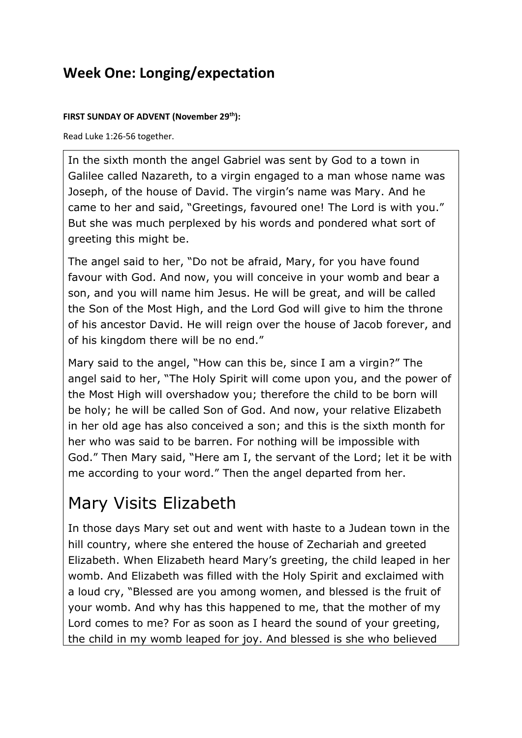## Week One: Longing/expectation

**FIRST SUNDAY OF ADVENT (November 29th):**

Read Luke 1:26-56 together.

In the sixth month the angel Gabriel was sent by God to a town in Galilee called Nazareth, to a virgin engaged to a man whose name was Joseph, of the house of David. The virgin's name was Mary. And he came to her and said, "Greetings, favoured one! The Lord is with you." But she was much perplexed by his words and pondered what sort of greeting this might be.

The angel said to her, "Do not be afraid, Mary, for you have found favour with God. And now, you will conceive in your womb and bear a son, and you will name him Jesus. He will be great, and will be called the Son of the Most High, and the Lord God will give to him the throne of his ancestor David. He will reign over the house of Jacob forever, and of his kingdom there will be no end."

Mary said to the angel, "How can this be, since I am a virgin?" The angel said to her, "The Holy Spirit will come upon you, and the power of the Most High will overshadow you; therefore the child to be born will be holy; he will be called Son of God. And now, your relative Elizabeth in her old age has also conceived a son; and this is the sixth month for her who was said to be barren. For nothing will be impossible with God." Then Mary said, "Here am I, the servant of the Lord; let it be with me according to your word." Then the angel departed from her.

# Mary Visits Elizabeth

In those days Mary set out and went with haste to a Judean town in the hill country, where she entered the house of Zechariah and greeted Elizabeth. When Elizabeth heard Mary's greeting, the child leaped in her womb. And Elizabeth was filled with the Holy Spirit and exclaimed with a loud cry, "Blessed are you among women, and blessed is the fruit of your womb. And why has this happened to me, that the mother of my Lord comes to me? For as soon as I heard the sound of your greeting, the child in my womb leaped for joy. And blessed is she who believed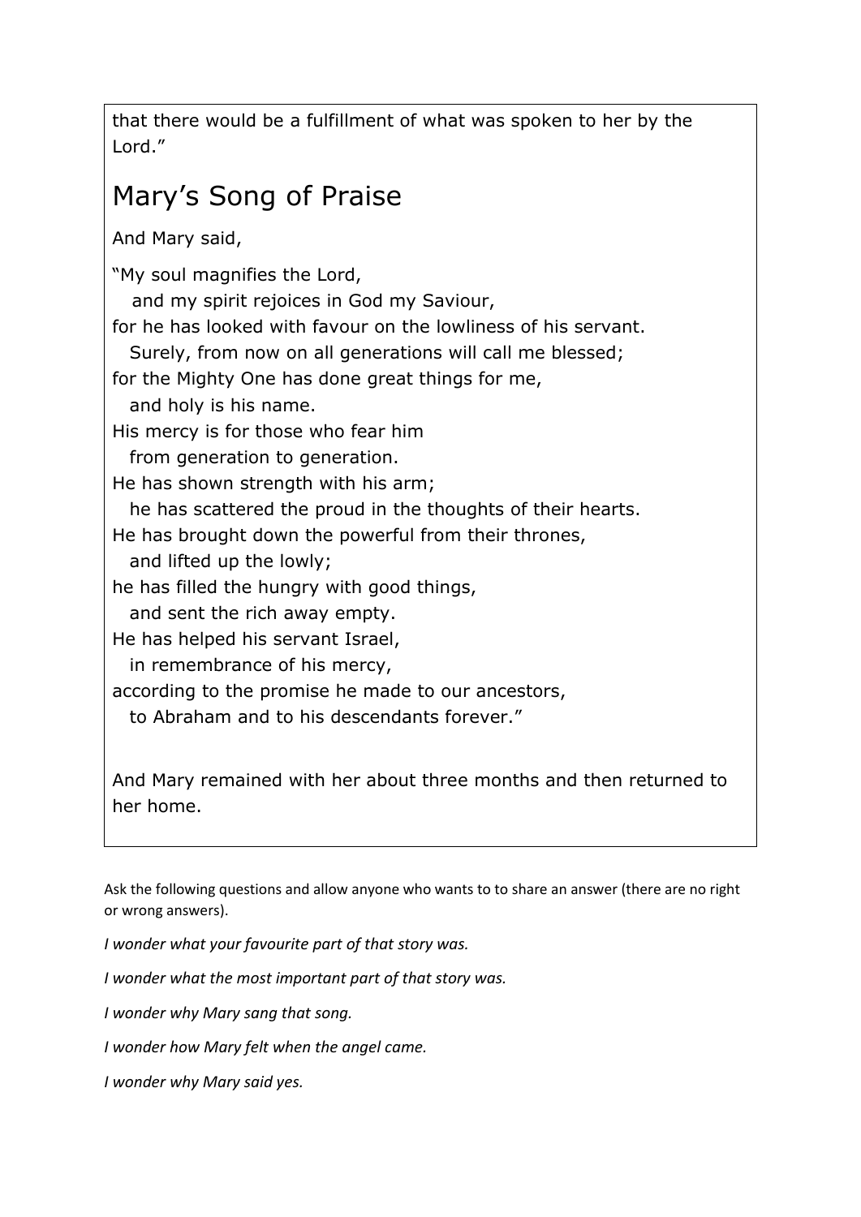that there would be a fulfillment of what was spoken to her by the Lord."

## Mary's Song of Praise

And Mary said,

"My soul magnifies the Lord,  
   and my spirit rejoices in God my Saviour,  
for he has looked with favour on the lowliness of his servant.  
   Surely, from now on all generations will call me blessed;  
for the Mighty One has done great things for me,  
   and holy is his name.  
His mercy is for those who fear him  
   from generation to generation.  
He has shown strength with his arm;  
   he has scattered the proud in the thoughts of their hearts.  
He has brought down the powerful from their thrones,  
   and lifted up the lowly;  
he has filled the hungry with good things,  
   and sent the rich away empty.  
He has helped his servant Israel,  
   in remembrance of his mercy,  
according to the promise he made to our ancestors,  
   to Abraham and to his descendants forever."

And Mary remained with her about three months and then returned to her home.

Ask the following questions and allow anyone who wants to to share an answer (there are no right or wrong answers).

*I wonder what your favourite part of that story was.*

*I wonder what the most important part of that story was.*

*I wonder why Mary sang that song.*

*I wonder how Mary felt when the angel came.*

*I wonder why Mary said yes.*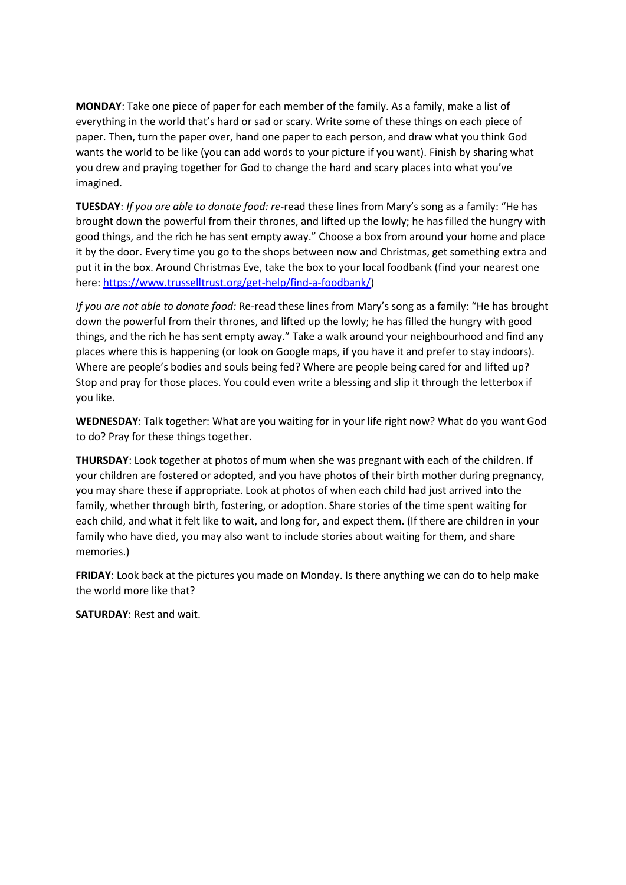**MONDAY**: Take one piece of paper for each member of the family. As a family, make a list of everything in the world that's hard or sad or scary. Write some of these things on each piece of paper. Then, turn the paper over, hand one paper to each person, and draw what you think God wants the world to be like (you can add words to your picture if you want). Finish by sharing what you drew and praying together for God to change the hard and scary places into what you've imagined.

**TUESDAY**: *If you are able to donate food: re*-read these lines from Mary's song as a family: "He has brought down the powerful from their thrones, and lifted up the lowly; he has filled the hungry with good things, and the rich he has sent empty away." Choose a box from around your home and place it by the door. Every time you go to the shops between now and Christmas, get something extra and put it in the box. Around Christmas Eve, take the box to your local foodbank (find your nearest one here: [https://www.trusselltrust.org/get-help/find-a-foodbank/](https://www.trusselltrust.org/get-help/find-a-foodbank/))

*If you are not able to donate food:* Re-read these lines from Mary's song as a family: "He has brought down the powerful from their thrones, and lifted up the lowly; he has filled the hungry with good things, and the rich he has sent empty away." Take a walk around your neighbourhood and find any places where this is happening (or look on Google maps, if you have it and prefer to stay indoors). Where are people's bodies and souls being fed? Where are people being cared for and lifted up? Stop and pray for those places. You could even write a blessing and slip it through the letterbox if you like.

**WEDNESDAY**: Talk together: What are you waiting for in your life right now? What do you want God to do? Pray for these things together.

**THURSDAY**: Look together at photos of mum when she was pregnant with each of the children. If your children are fostered or adopted, and you have photos of their birth mother during pregnancy, you may share these if appropriate. Look at photos of when each child had just arrived into the family, whether through birth, fostering, or adoption. Share stories of the time spent waiting for each child, and what it felt like to wait, and long for, and expect them. (If there are children in your family who have died, you may also want to include stories about waiting for them, and share memories.)

**FRIDAY**: Look back at the pictures you made on Monday. Is there anything we can do to help make the world more like that?

**SATURDAY**: Rest and wait.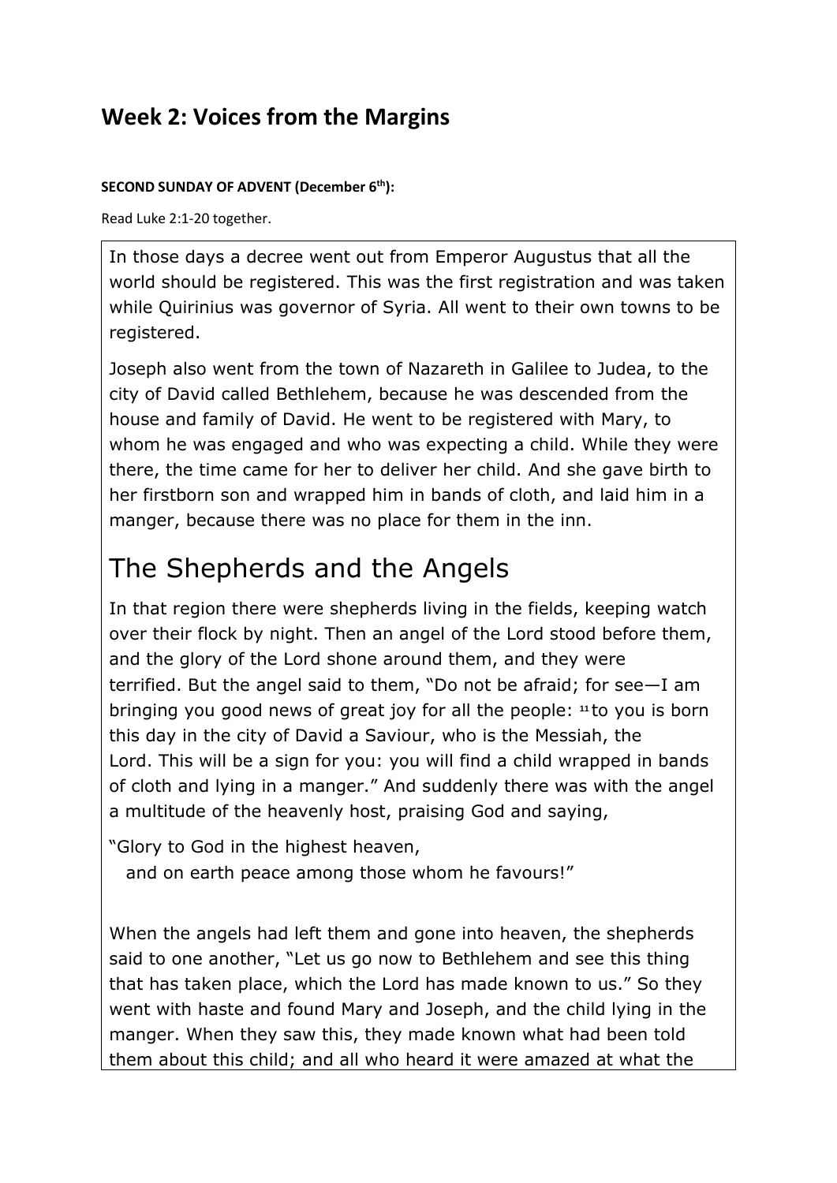## Week 2: Voices from the Margins

**SECOND SUNDAY OF ADVENT (December 6th):**

Read Luke 2:1-20 together.

In those days a decree went out from Emperor Augustus that all the world should be registered. This was the first registration and was taken while Quirinius was governor of Syria. All went to their own towns to be registered.

Joseph also went from the town of Nazareth in Galilee to Judea, to the city of David called Bethlehem, because he was descended from the house and family of David. He went to be registered with Mary, to whom he was engaged and who was expecting a child. While they were there, the time came for her to deliver her child. And she gave birth to her firstborn son and wrapped him in bands of cloth, and laid him in a manger, because there was no place for them in the inn.

### The Shepherds and the Angels

In that region there were shepherds living in the fields, keeping watch over their flock by night. Then an angel of the Lord stood before them, and the glory of the Lord shone around them, and they were terrified. But the angel said to them, "Do not be afraid; for see—I am bringing you good news of great joy for all the people: [11] to you is born this day in the city of David a Saviour, who is the Messiah, the Lord. This will be a sign for you: you will find a child wrapped in bands of cloth and lying in a manger." And suddenly there was with the angel a multitude of the heavenly host, praising God and saying,

"Glory to God in the highest heaven,
and on earth peace among those whom he favours!"

When the angels had left them and gone into heaven, the shepherds said to one another, "Let us go now to Bethlehem and see this thing that has taken place, which the Lord has made known to us." So they went with haste and found Mary and Joseph, and the child lying in the manger. When they saw this, they made known what had been told them about this child; and all who heard it were amazed at what the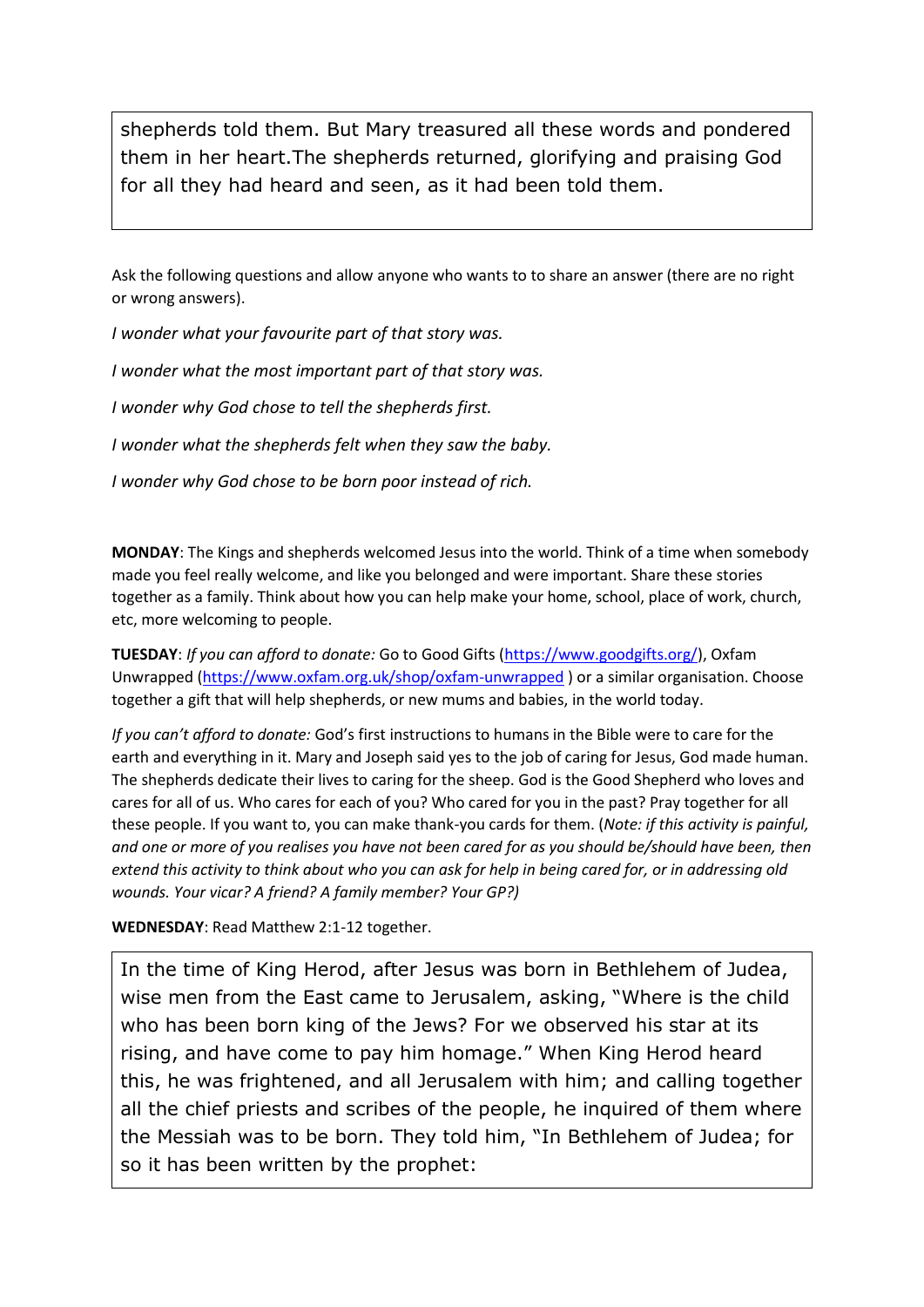> shepherds told them. But Mary treasured all these words and pondered them in her heart.The shepherds returned, glorifying and praising God for all they had heard and seen, as it had been told them.

Ask the following questions and allow anyone who wants to to share an answer (there are no right or wrong answers).

*I wonder what your favourite part of that story was.*

*I wonder what the most important part of that story was.*

*I wonder why God chose to tell the shepherds first.*

*I wonder what the shepherds felt when they saw the baby.*

*I wonder why God chose to be born poor instead of rich.*

**MONDAY**: The Kings and shepherds welcomed Jesus into the world. Think of a time when somebody made you feel really welcome, and like you belonged and were important. Share these stories together as a family. Think about how you can help make your home, school, place of work, church, etc, more welcoming to people.

**TUESDAY**: *If you can afford to donate:* Go to Good Gifts (https://www.goodgifts.org/), Oxfam Unwrapped (https://www.oxfam.org.uk/shop/oxfam-unwrapped ) or a similar organisation. Choose together a gift that will help shepherds, or new mums and babies, in the world today.

*If you can't afford to donate:* God's first instructions to humans in the Bible were to care for the earth and everything in it. Mary and Joseph said yes to the job of caring for Jesus, God made human. The shepherds dedicate their lives to caring for the sheep. God is the Good Shepherd who loves and cares for all of us. Who cares for each of you? Who cared for you in the past? Pray together for all these people. If you want to, you can make thank-you cards for them. (*Note: if this activity is painful, and one or more of you realises you have not been cared for as you should be/should have been, then extend this activity to think about who you can ask for help in being cared for, or in addressing old wounds. Your vicar? A friend? A family member? Your GP?)*

**WEDNESDAY**: Read Matthew 2:1-12 together.

> In the time of King Herod, after Jesus was born in Bethlehem of Judea, wise men from the East came to Jerusalem, asking, "Where is the child who has been born king of the Jews? For we observed his star at its rising, and have come to pay him homage." When King Herod heard this, he was frightened, and all Jerusalem with him; and calling together all the chief priests and scribes of the people, he inquired of them where the Messiah was to be born. They told him, "In Bethlehem of Judea; for so it has been written by the prophet: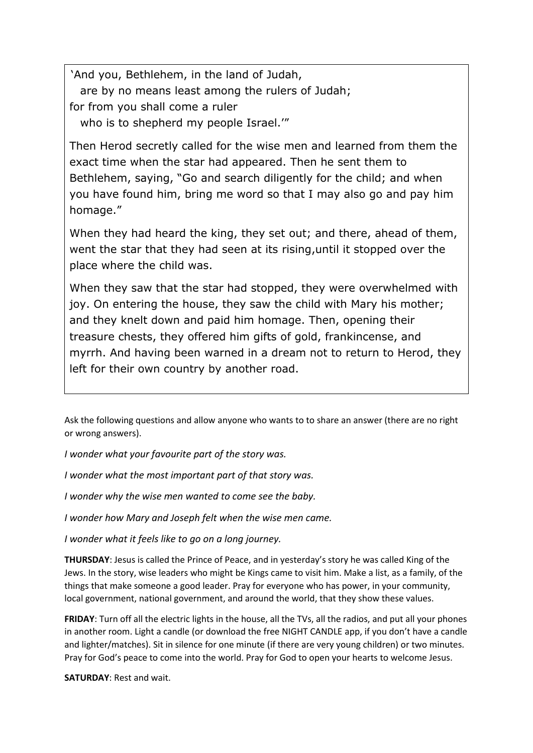'And you, Bethlehem, in the land of Judah,
  are by no means least among the rulers of Judah;
for from you shall come a ruler
  who is to shepherd my people Israel.'"

Then Herod secretly called for the wise men and learned from them the exact time when the star had appeared. Then he sent them to Bethlehem, saying, "Go and search diligently for the child; and when you have found him, bring me word so that I may also go and pay him homage."

When they had heard the king, they set out; and there, ahead of them, went the star that they had seen at its rising,until it stopped over the place where the child was.

When they saw that the star had stopped, they were overwhelmed with joy. On entering the house, they saw the child with Mary his mother; and they knelt down and paid him homage. Then, opening their treasure chests, they offered him gifts of gold, frankincense, and myrrh. And having been warned in a dream not to return to Herod, they left for their own country by another road.

Ask the following questions and allow anyone who wants to to share an answer (there are no right or wrong answers).

*I wonder what your favourite part of the story was.*

*I wonder what the most important part of that story was.*

*I wonder why the wise men wanted to come see the baby.*

*I wonder how Mary and Joseph felt when the wise men came.*

*I wonder what it feels like to go on a long journey.*

**THURSDAY**: Jesus is called the Prince of Peace, and in yesterday's story he was called King of the Jews. In the story, wise leaders who might be Kings came to visit him. Make a list, as a family, of the things that make someone a good leader. Pray for everyone who has power, in your community, local government, national government, and around the world, that they show these values.

**FRIDAY**: Turn off all the electric lights in the house, all the TVs, all the radios, and put all your phones in another room. Light a candle (or download the free NIGHT CANDLE app, if you don't have a candle and lighter/matches). Sit in silence for one minute (if there are very young children) or two minutes. Pray for God's peace to come into the world. Pray for God to open your hearts to welcome Jesus.

**SATURDAY**: Rest and wait.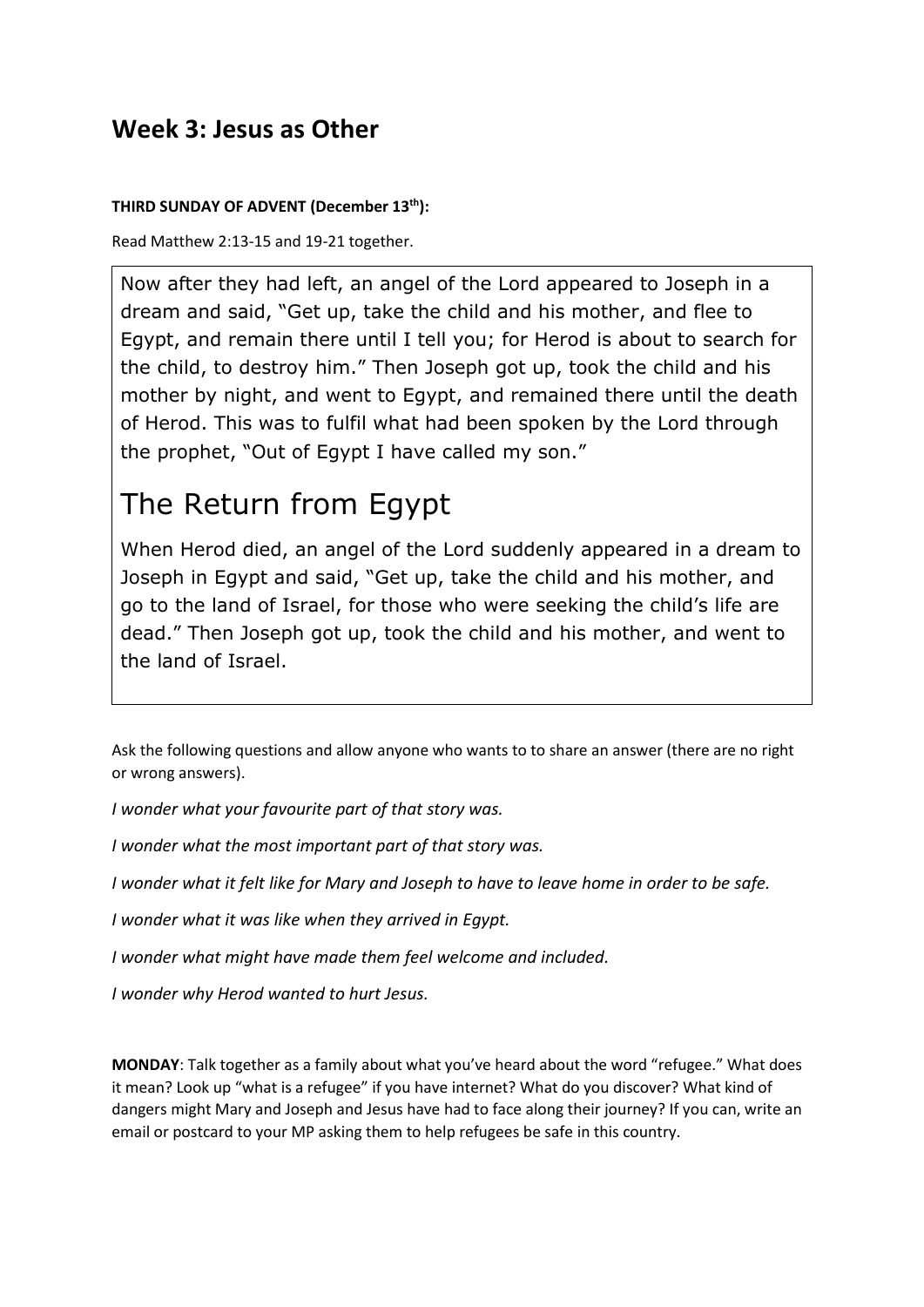## Week 3: Jesus as Other

**THIRD SUNDAY OF ADVENT (December 13th):**

Read Matthew 2:13-15 and 19-21 together.

Now after they had left, an angel of the Lord appeared to Joseph in a dream and said, "Get up, take the child and his mother, and flee to Egypt, and remain there until I tell you; for Herod is about to search for the child, to destroy him." Then Joseph got up, took the child and his mother by night, and went to Egypt, and remained there until the death of Herod. This was to fulfil what had been spoken by the Lord through the prophet, "Out of Egypt I have called my son."

# The Return from Egypt

When Herod died, an angel of the Lord suddenly appeared in a dream to Joseph in Egypt and said, "Get up, take the child and his mother, and go to the land of Israel, for those who were seeking the child's life are dead." Then Joseph got up, took the child and his mother, and went to the land of Israel.

Ask the following questions and allow anyone who wants to to share an answer (there are no right or wrong answers).

*I wonder what your favourite part of that story was.*

*I wonder what the most important part of that story was.*

*I wonder what it felt like for Mary and Joseph to have to leave home in order to be safe.*

*I wonder what it was like when they arrived in Egypt.*

*I wonder what might have made them feel welcome and included.*

*I wonder why Herod wanted to hurt Jesus.*

**MONDAY**: Talk together as a family about what you've heard about the word "refugee." What does it mean? Look up "what is a refugee" if you have internet? What do you discover? What kind of dangers might Mary and Joseph and Jesus have had to face along their journey? If you can, write an email or postcard to your MP asking them to help refugees be safe in this country.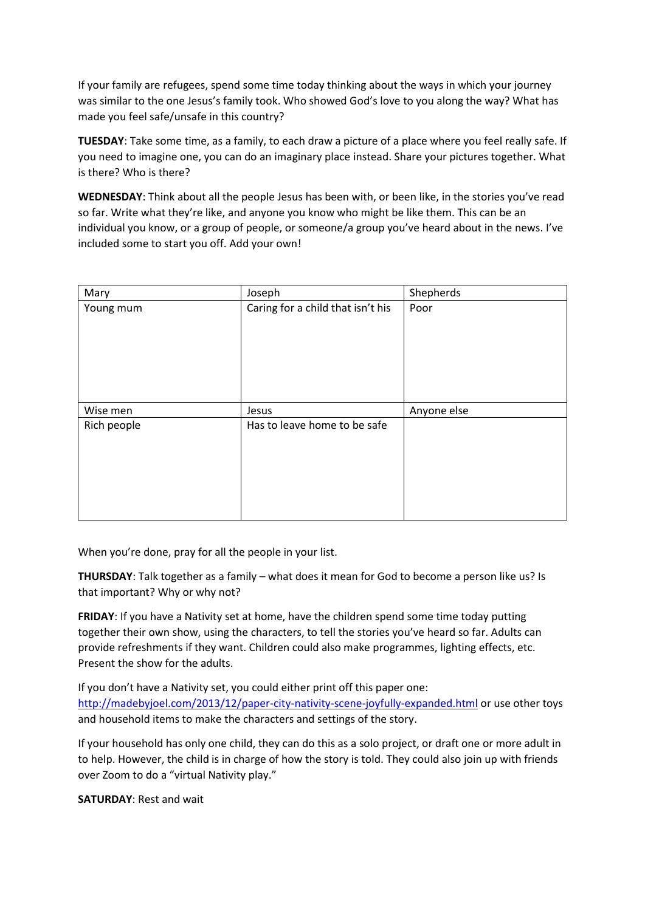If your family are refugees, spend some time today thinking about the ways in which your journey was similar to the one Jesus's family took. Who showed God's love to you along the way? What has made you feel safe/unsafe in this country?

**TUESDAY**: Take some time, as a family, to each draw a picture of a place where you feel really safe. If you need to imagine one, you can do an imaginary place instead. Share your pictures together. What is there? Who is there?

**WEDNESDAY**: Think about all the people Jesus has been with, or been like, in the stories you've read so far. Write what they're like, and anyone you know who might be like them. This can be an individual you know, or a group of people, or someone/a group you've heard about in the news. I've included some to start you off. Add your own!

| Mary | Joseph | Shepherds |
|---|---|---|
| Young mum | Caring for a child that isn't his | Poor |
| Wise men | Jesus | Anyone else |
| Rich people | Has to leave home to be safe | |

When you're done, pray for all the people in your list.

**THURSDAY**: Talk together as a family – what does it mean for God to become a person like us? Is that important? Why or why not?

**FRIDAY**: If you have a Nativity set at home, have the children spend some time today putting together their own show, using the characters, to tell the stories you've heard so far. Adults can provide refreshments if they want. Children could also make programmes, lighting effects, etc. Present the show for the adults.

If you don't have a Nativity set, you could either print off this paper one: http://madebyjoel.com/2013/12/paper-city-nativity-scene-joyfully-expanded.html or use other toys and household items to make the characters and settings of the story.

If your household has only one child, they can do this as a solo project, or draft one or more adult in to help. However, the child is in charge of how the story is told. They could also join up with friends over Zoom to do a "virtual Nativity play."

**SATURDAY**: Rest and wait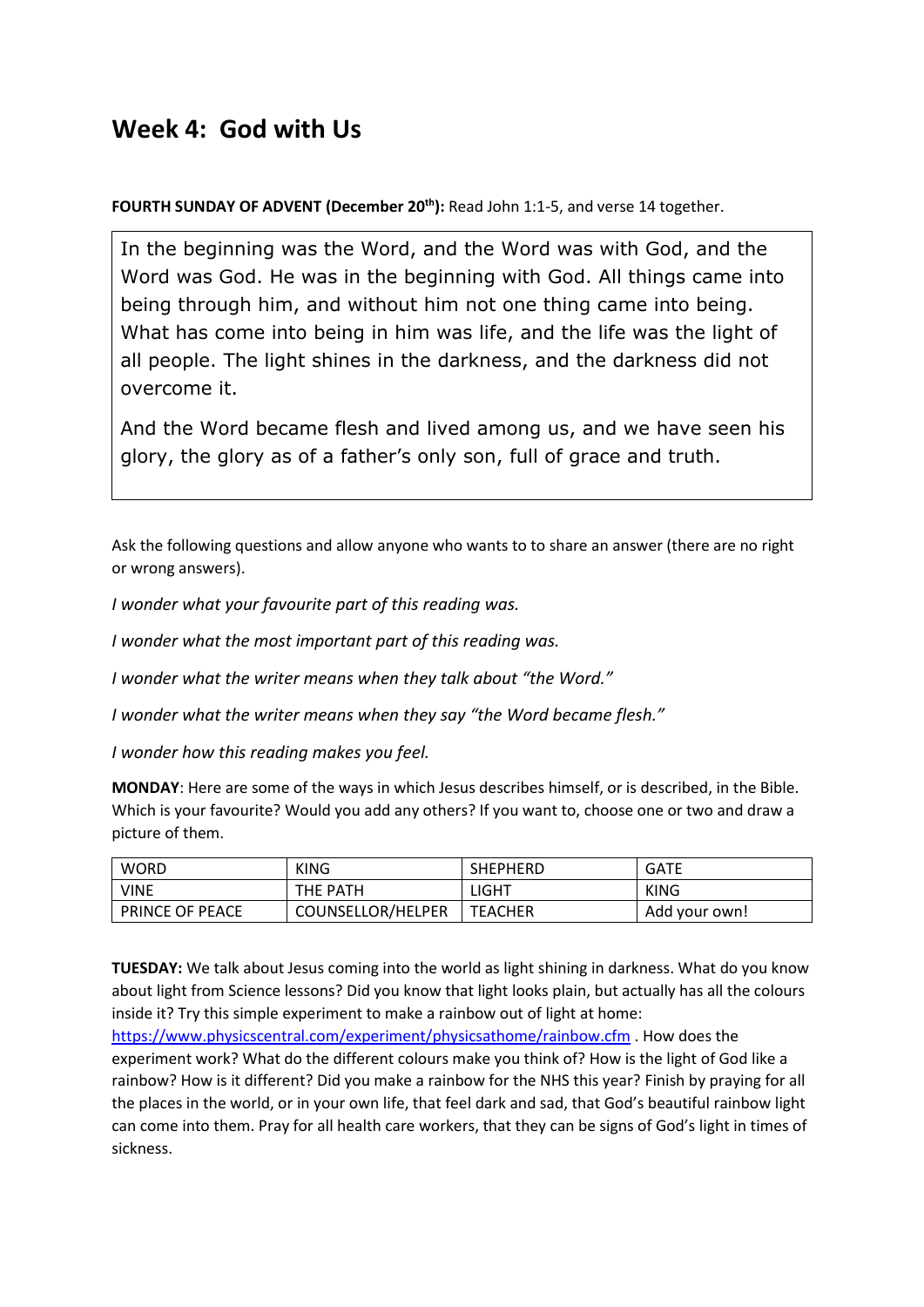# Week 4: God with Us

**FOURTH SUNDAY OF ADVENT (December 20th):** Read John 1:1-5, and verse 14 together.

> In the beginning was the Word, and the Word was with God, and the Word was God. He was in the beginning with God. All things came into being through him, and without him not one thing came into being. What has come into being in him was life, and the life was the light of all people. The light shines in the darkness, and the darkness did not overcome it.
>
> And the Word became flesh and lived among us, and we have seen his glory, the glory as of a father's only son, full of grace and truth.

Ask the following questions and allow anyone who wants to to share an answer (there are no right or wrong answers).

*I wonder what your favourite part of this reading was.*

*I wonder what the most important part of this reading was.*

*I wonder what the writer means when they talk about "the Word."*

*I wonder what the writer means when they say "the Word became flesh."*

*I wonder how this reading makes you feel.*

**MONDAY**: Here are some of the ways in which Jesus describes himself, or is described, in the Bible. Which is your favourite? Would you add any others? If you want to, choose one or two and draw a picture of them.

| WORD | KING | SHEPHERD | GATE |
|---|---|---|---|
| VINE | THE PATH | LIGHT | KING |
| PRINCE OF PEACE | COUNSELLOR/HELPER | TEACHER | Add your own! |

**TUESDAY:** We talk about Jesus coming into the world as light shining in darkness. What do you know about light from Science lessons? Did you know that light looks plain, but actually has all the colours inside it? Try this simple experiment to make a rainbow out of light at home: https://www.physicscentral.com/experiment/physicsathome/rainbow.cfm . How does the experiment work? What do the different colours make you think of? How is the light of God like a rainbow? How is it different? Did you make a rainbow for the NHS this year? Finish by praying for all the places in the world, or in your own life, that feel dark and sad, that God's beautiful rainbow light can come into them. Pray for all health care workers, that they can be signs of God's light in times of sickness.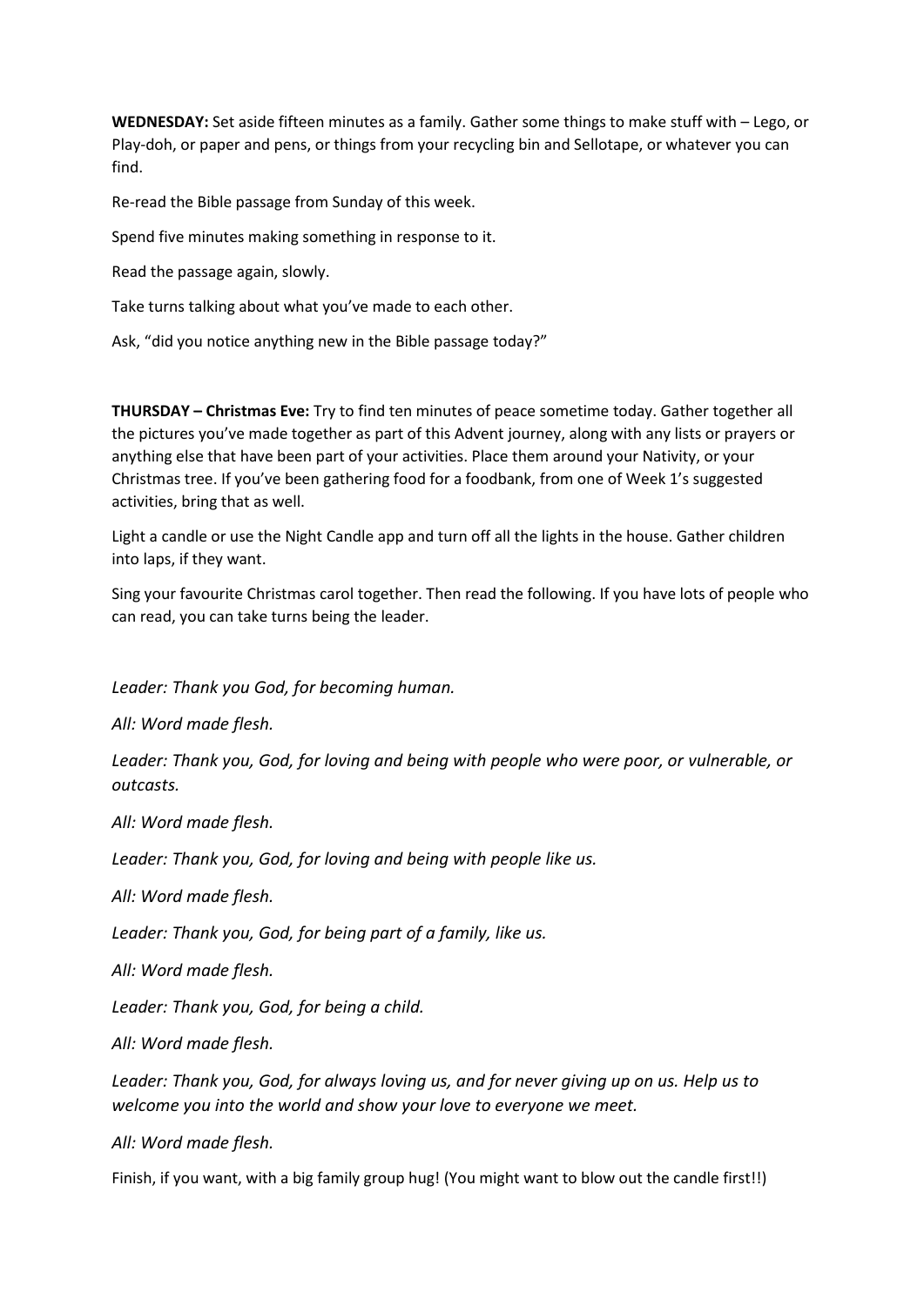**WEDNESDAY:** Set aside fifteen minutes as a family. Gather some things to make stuff with – Lego, or Play-doh, or paper and pens, or things from your recycling bin and Sellotape, or whatever you can find.

Re-read the Bible passage from Sunday of this week.

Spend five minutes making something in response to it.

Read the passage again, slowly.

Take turns talking about what you've made to each other.

Ask, "did you notice anything new in the Bible passage today?"

**THURSDAY – Christmas Eve:** Try to find ten minutes of peace sometime today. Gather together all the pictures you've made together as part of this Advent journey, along with any lists or prayers or anything else that have been part of your activities. Place them around your Nativity, or your Christmas tree. If you've been gathering food for a foodbank, from one of Week 1's suggested activities, bring that as well.

Light a candle or use the Night Candle app and turn off all the lights in the house. Gather children into laps, if they want.

Sing your favourite Christmas carol together. Then read the following. If you have lots of people who can read, you can take turns being the leader.

*Leader: Thank you God, for becoming human.*

*All: Word made flesh.*

*Leader: Thank you, God, for loving and being with people who were poor, or vulnerable, or outcasts.*

*All: Word made flesh.*

*Leader: Thank you, God, for loving and being with people like us.*

*All: Word made flesh.*

*Leader: Thank you, God, for being part of a family, like us.*

*All: Word made flesh.*

*Leader: Thank you, God, for being a child.*

*All: Word made flesh.*

*Leader: Thank you, God, for always loving us, and for never giving up on us. Help us to welcome you into the world and show your love to everyone we meet.*

*All: Word made flesh.*

Finish, if you want, with a big family group hug! (You might want to blow out the candle first!!)